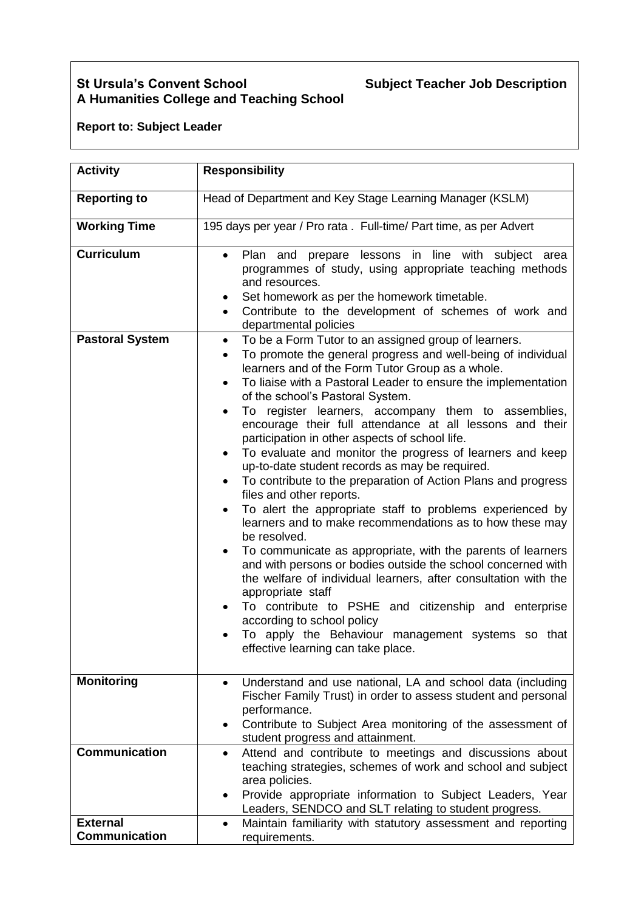**St Ursula's Convent School** **Subject Teacher Job Description**
**A Humanities College and Teaching School**

**Report to: Subject Leader**

| **Activity** | **Responsibility** |
|---|---|
| **Reporting to** | Head of Department and Key Stage Learning Manager (KSLM) |
| **Working Time** | 195 days per year / Pro rata . Full-time/ Part time, as per Advert |
| **Curriculum** | • Plan and prepare lessons in line with subject area programmes of study, using appropriate teaching methods and resources.<br>• Set homework as per the homework timetable.<br>• Contribute to the development of schemes of work and departmental policies |
| **Pastoral System** | • To be a Form Tutor to an assigned group of learners.<br>• To promote the general progress and well-being of individual learners and of the Form Tutor Group as a whole.<br>• To liaise with a Pastoral Leader to ensure the implementation of the school's Pastoral System.<br>• To register learners, accompany them to assemblies, encourage their full attendance at all lessons and their participation in other aspects of school life.<br>• To evaluate and monitor the progress of learners and keep up-to-date student records as may be required.<br>• To contribute to the preparation of Action Plans and progress files and other reports.<br>• To alert the appropriate staff to problems experienced by learners and to make recommendations as to how these may be resolved.<br>• To communicate as appropriate, with the parents of learners and with persons or bodies outside the school concerned with the welfare of individual learners, after consultation with the appropriate staff<br>• To contribute to PSHE and citizenship and enterprise according to school policy<br>• To apply the Behaviour management systems so that effective learning can take place. |
| **Monitoring** | • Understand and use national, LA and school data (including Fischer Family Trust) in order to assess student and personal performance.<br>• Contribute to Subject Area monitoring of the assessment of student progress and attainment. |
| **Communication** | • Attend and contribute to meetings and discussions about teaching strategies, schemes of work and school and subject area policies.<br>• Provide appropriate information to Subject Leaders, Year Leaders, SENDCO and SLT relating to student progress. |
| **External Communication** | • Maintain familiarity with statutory assessment and reporting requirements. |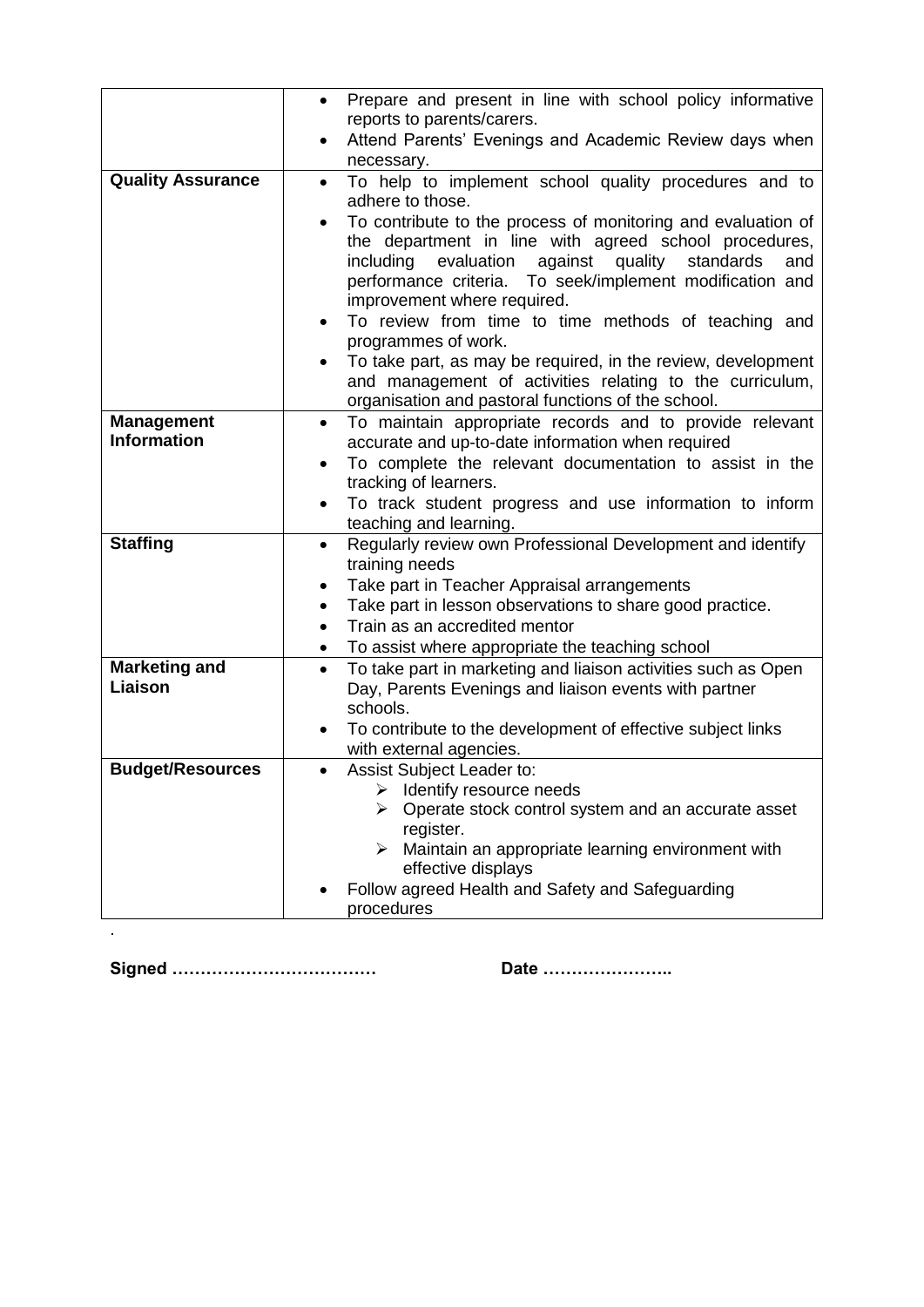| | |
|---|---|
| | • Prepare and present in line with school policy informative reports to parents/carers.<br>• Attend Parents' Evenings and Academic Review days when necessary. |
| **Quality Assurance** | • To help to implement school quality procedures and to adhere to those.<br>• To contribute to the process of monitoring and evaluation of the department in line with agreed school procedures, including evaluation against quality standards and performance criteria. To seek/implement modification and improvement where required.<br>• To review from time to time methods of teaching and programmes of work.<br>• To take part, as may be required, in the review, development and management of activities relating to the curriculum, organisation and pastoral functions of the school. |
| **Management Information** | • To maintain appropriate records and to provide relevant accurate and up-to-date information when required<br>• To complete the relevant documentation to assist in the tracking of learners.<br>• To track student progress and use information to inform teaching and learning. |
| **Staffing** | • Regularly review own Professional Development and identify training needs<br>• Take part in Teacher Appraisal arrangements<br>• Take part in lesson observations to share good practice.<br>• Train as an accredited mentor<br>• To assist where appropriate the teaching school |
| **Marketing and Liaison** | • To take part in marketing and liaison activities such as Open Day, Parents Evenings and liaison events with partner schools.<br>• To contribute to the development of effective subject links with external agencies. |
| **Budget/Resources** | • Assist Subject Leader to:<br>  ➢ Identify resource needs<br>  ➢ Operate stock control system and an accurate asset register.<br>  ➢ Maintain an appropriate learning environment with effective displays<br>• Follow agreed Health and Safety and Safeguarding procedures |

.

**Signed ………………………………** **Date …………………..**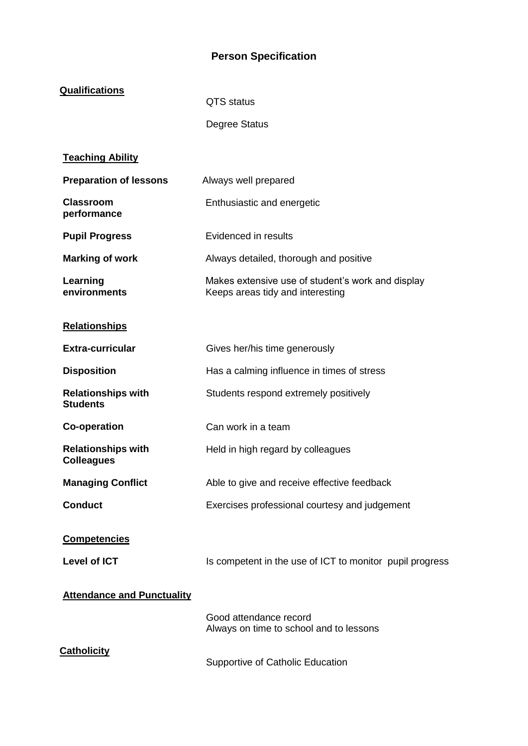# Person Specification

| | |
|---|---|
| **Qualifications** | QTS status |
| | Degree Status |
| **Teaching Ability** | |
| **Preparation of lessons** | Always well prepared |
| **Classroom performance** | Enthusiastic and energetic |
| **Pupil Progress** | Evidenced in results |
| **Marking of work** | Always detailed, thorough and positive |
| **Learning environments** | Makes extensive use of student's work and display<br>Keeps areas tidy and interesting |
| **Relationships** | |
| **Extra-curricular** | Gives her/his time generously |
| **Disposition** | Has a calming influence in times of stress |
| **Relationships with Students** | Students respond extremely positively |
| **Co-operation** | Can work in a team |
| **Relationships with Colleagues** | Held in high regard by colleagues |
| **Managing Conflict** | Able to give and receive effective feedback |
| **Conduct** | Exercises professional courtesy and judgement |
| **Competencies** | |
| **Level of ICT** | Is competent in the use of ICT to monitor pupil progress |
| **Attendance and Punctuality** | |
| | Good attendance record<br>Always on time to school and to lessons |
| **Catholicity** | Supportive of Catholic Education |